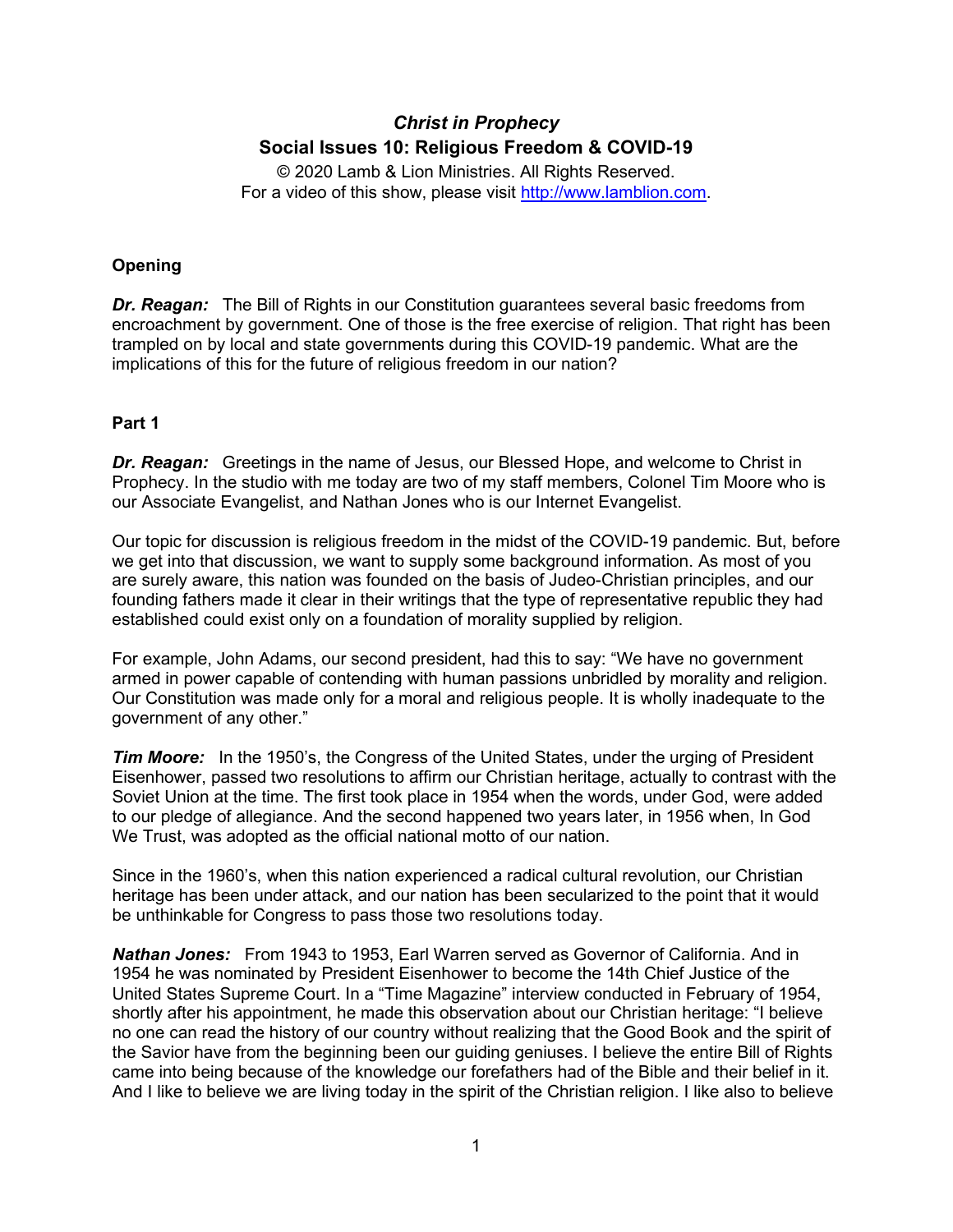# *Christ in Prophecy*

## Social Issues 10: Religious Freedom & COVID-19

© 2020 Lamb & Lion Ministries. All Rights Reserved.
For a video of this show, please visit http://www.lamblion.com.

### Opening

***Dr. Reagan:*** The Bill of Rights in our Constitution guarantees several basic freedoms from encroachment by government. One of those is the free exercise of religion. That right has been trampled on by local and state governments during this COVID-19 pandemic. What are the implications of this for the future of religious freedom in our nation?

### Part 1

***Dr. Reagan:*** Greetings in the name of Jesus, our Blessed Hope, and welcome to Christ in Prophecy. In the studio with me today are two of my staff members, Colonel Tim Moore who is our Associate Evangelist, and Nathan Jones who is our Internet Evangelist.

Our topic for discussion is religious freedom in the midst of the COVID-19 pandemic. But, before we get into that discussion, we want to supply some background information. As most of you are surely aware, this nation was founded on the basis of Judeo-Christian principles, and our founding fathers made it clear in their writings that the type of representative republic they had established could exist only on a foundation of morality supplied by religion.

For example, John Adams, our second president, had this to say: "We have no government armed in power capable of contending with human passions unbridled by morality and religion. Our Constitution was made only for a moral and religious people. It is wholly inadequate to the government of any other."

***Tim Moore:*** In the 1950's, the Congress of the United States, under the urging of President Eisenhower, passed two resolutions to affirm our Christian heritage, actually to contrast with the Soviet Union at the time. The first took place in 1954 when the words, under God, were added to our pledge of allegiance. And the second happened two years later, in 1956 when, In God We Trust, was adopted as the official national motto of our nation.

Since in the 1960's, when this nation experienced a radical cultural revolution, our Christian heritage has been under attack, and our nation has been secularized to the point that it would be unthinkable for Congress to pass those two resolutions today.

***Nathan Jones:*** From 1943 to 1953, Earl Warren served as Governor of California. And in 1954 he was nominated by President Eisenhower to become the 14th Chief Justice of the United States Supreme Court. In a "Time Magazine" interview conducted in February of 1954, shortly after his appointment, he made this observation about our Christian heritage: "I believe no one can read the history of our country without realizing that the Good Book and the spirit of the Savior have from the beginning been our guiding geniuses. I believe the entire Bill of Rights came into being because of the knowledge our forefathers had of the Bible and their belief in it. And I like to believe we are living today in the spirit of the Christian religion. I like also to believe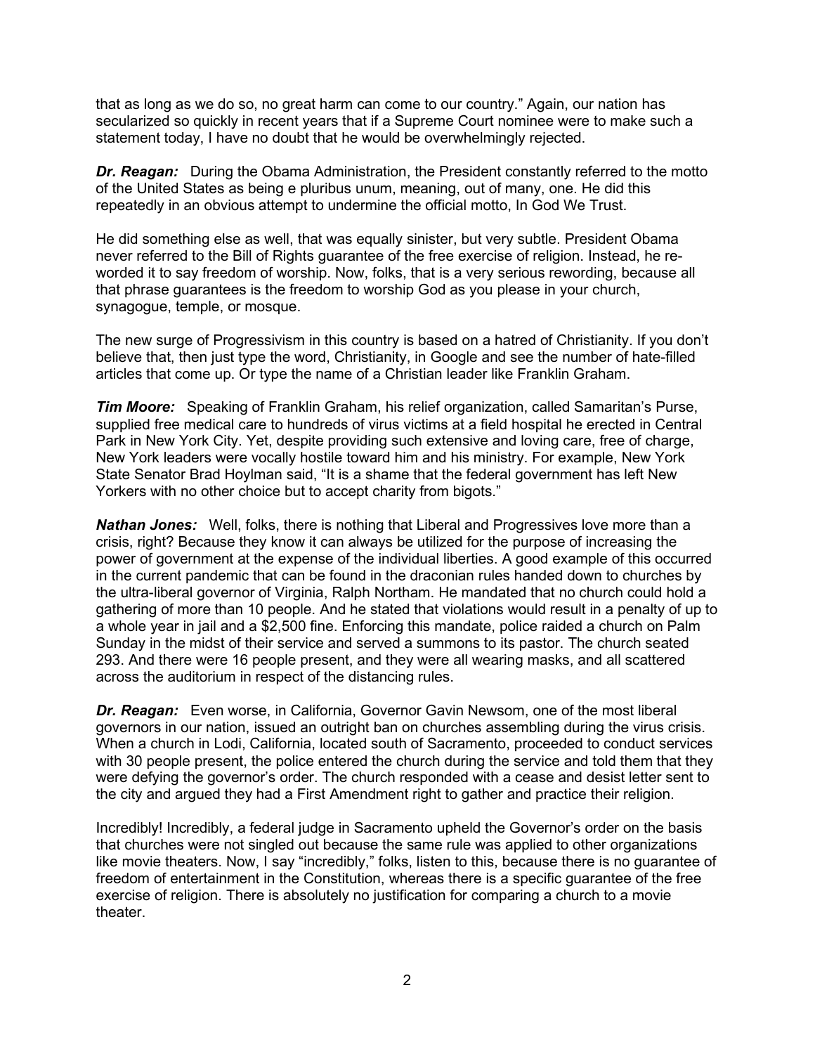that as long as we do so, no great harm can come to our country." Again, our nation has secularized so quickly in recent years that if a Supreme Court nominee were to make such a statement today, I have no doubt that he would be overwhelmingly rejected.

***Dr. Reagan:*** During the Obama Administration, the President constantly referred to the motto of the United States as being e pluribus unum, meaning, out of many, one. He did this repeatedly in an obvious attempt to undermine the official motto, In God We Trust.

He did something else as well, that was equally sinister, but very subtle. President Obama never referred to the Bill of Rights guarantee of the free exercise of religion. Instead, he re-worded it to say freedom of worship. Now, folks, that is a very serious rewording, because all that phrase guarantees is the freedom to worship God as you please in your church, synagogue, temple, or mosque.

The new surge of Progressivism in this country is based on a hatred of Christianity. If you don't believe that, then just type the word, Christianity, in Google and see the number of hate-filled articles that come up. Or type the name of a Christian leader like Franklin Graham.

***Tim Moore:*** Speaking of Franklin Graham, his relief organization, called Samaritan's Purse, supplied free medical care to hundreds of virus victims at a field hospital he erected in Central Park in New York City. Yet, despite providing such extensive and loving care, free of charge, New York leaders were vocally hostile toward him and his ministry. For example, New York State Senator Brad Hoylman said, "It is a shame that the federal government has left New Yorkers with no other choice but to accept charity from bigots."

***Nathan Jones:*** Well, folks, there is nothing that Liberal and Progressives love more than a crisis, right? Because they know it can always be utilized for the purpose of increasing the power of government at the expense of the individual liberties. A good example of this occurred in the current pandemic that can be found in the draconian rules handed down to churches by the ultra-liberal governor of Virginia, Ralph Northam. He mandated that no church could hold a gathering of more than 10 people. And he stated that violations would result in a penalty of up to a whole year in jail and a $2,500 fine. Enforcing this mandate, police raided a church on Palm Sunday in the midst of their service and served a summons to its pastor. The church seated 293. And there were 16 people present, and they were all wearing masks, and all scattered across the auditorium in respect of the distancing rules.

***Dr. Reagan:*** Even worse, in California, Governor Gavin Newsom, one of the most liberal governors in our nation, issued an outright ban on churches assembling during the virus crisis. When a church in Lodi, California, located south of Sacramento, proceeded to conduct services with 30 people present, the police entered the church during the service and told them that they were defying the governor's order. The church responded with a cease and desist letter sent to the city and argued they had a First Amendment right to gather and practice their religion.

Incredibly! Incredibly, a federal judge in Sacramento upheld the Governor's order on the basis that churches were not singled out because the same rule was applied to other organizations like movie theaters. Now, I say "incredibly," folks, listen to this, because there is no guarantee of freedom of entertainment in the Constitution, whereas there is a specific guarantee of the free exercise of religion. There is absolutely no justification for comparing a church to a movie theater.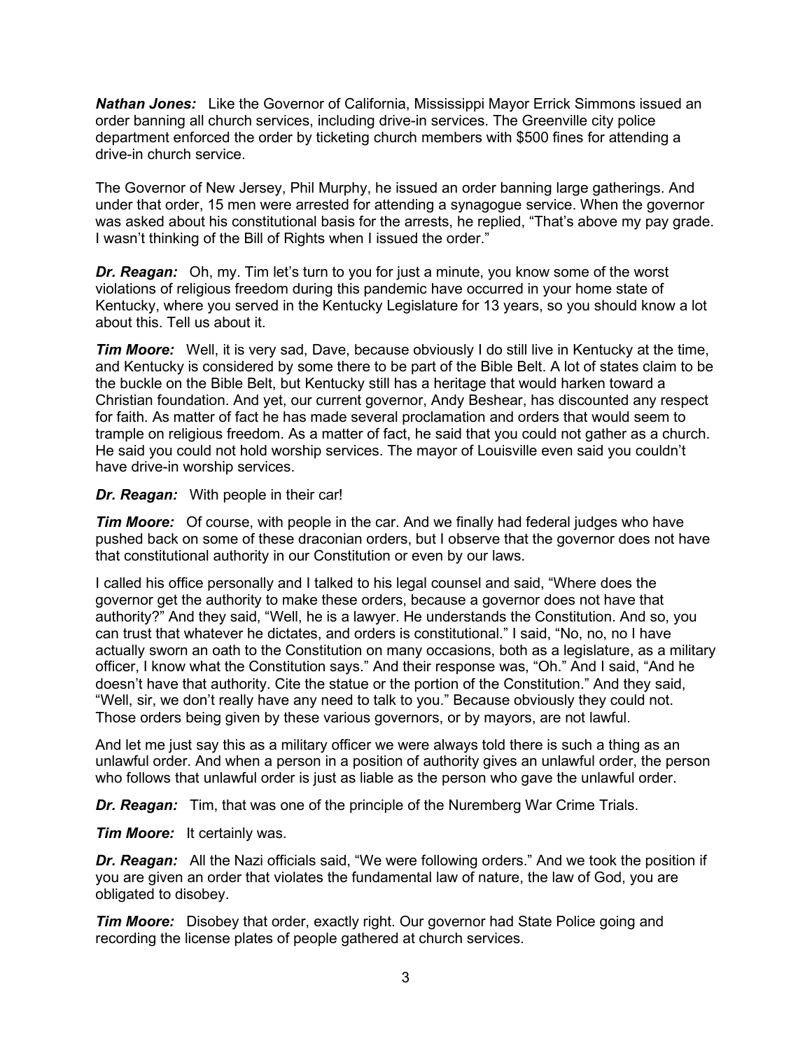***Nathan Jones:*** Like the Governor of California, Mississippi Mayor Errick Simmons issued an order banning all church services, including drive-in services. The Greenville city police department enforced the order by ticketing church members with $500 fines for attending a drive-in church service.

The Governor of New Jersey, Phil Murphy, he issued an order banning large gatherings. And under that order, 15 men were arrested for attending a synagogue service. When the governor was asked about his constitutional basis for the arrests, he replied, "That's above my pay grade. I wasn't thinking of the Bill of Rights when I issued the order."

***Dr. Reagan:*** Oh, my. Tim let's turn to you for just a minute, you know some of the worst violations of religious freedom during this pandemic have occurred in your home state of Kentucky, where you served in the Kentucky Legislature for 13 years, so you should know a lot about this. Tell us about it.

***Tim Moore:*** Well, it is very sad, Dave, because obviously I do still live in Kentucky at the time, and Kentucky is considered by some there to be part of the Bible Belt. A lot of states claim to be the buckle on the Bible Belt, but Kentucky still has a heritage that would harken toward a Christian foundation. And yet, our current governor, Andy Beshear, has discounted any respect for faith. As matter of fact he has made several proclamation and orders that would seem to trample on religious freedom. As a matter of fact, he said that you could not gather as a church. He said you could not hold worship services. The mayor of Louisville even said you couldn't have drive-in worship services.

***Dr. Reagan:*** With people in their car!

***Tim Moore:*** Of course, with people in the car. And we finally had federal judges who have pushed back on some of these draconian orders, but I observe that the governor does not have that constitutional authority in our Constitution or even by our laws.

I called his office personally and I talked to his legal counsel and said, "Where does the governor get the authority to make these orders, because a governor does not have that authority?" And they said, "Well, he is a lawyer. He understands the Constitution. And so, you can trust that whatever he dictates, and orders is constitutional." I said, "No, no, no I have actually sworn an oath to the Constitution on many occasions, both as a legislature, as a military officer, I know what the Constitution says." And their response was, "Oh." And I said, "And he doesn't have that authority. Cite the statue or the portion of the Constitution." And they said, "Well, sir, we don't really have any need to talk to you." Because obviously they could not. Those orders being given by these various governors, or by mayors, are not lawful.

And let me just say this as a military officer we were always told there is such a thing as an unlawful order. And when a person in a position of authority gives an unlawful order, the person who follows that unlawful order is just as liable as the person who gave the unlawful order.

***Dr. Reagan:*** Tim, that was one of the principle of the Nuremberg War Crime Trials.

***Tim Moore:*** It certainly was.

***Dr. Reagan:*** All the Nazi officials said, "We were following orders." And we took the position if you are given an order that violates the fundamental law of nature, the law of God, you are obligated to disobey.

***Tim Moore:*** Disobey that order, exactly right. Our governor had State Police going and recording the license plates of people gathered at church services.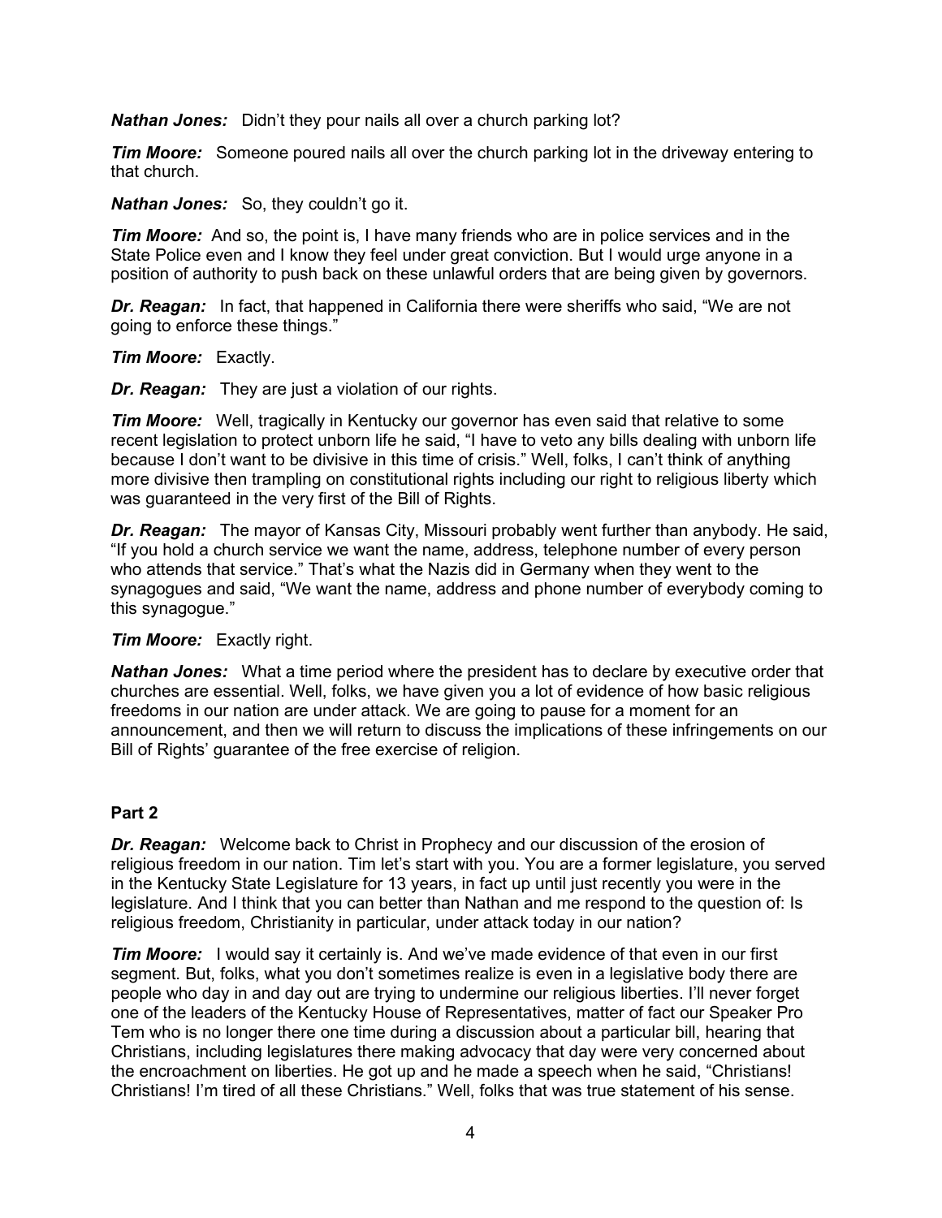***Nathan Jones:*** Didn't they pour nails all over a church parking lot?

***Tim Moore:*** Someone poured nails all over the church parking lot in the driveway entering to that church.

***Nathan Jones:*** So, they couldn't go it.

***Tim Moore:*** And so, the point is, I have many friends who are in police services and in the State Police even and I know they feel under great conviction. But I would urge anyone in a position of authority to push back on these unlawful orders that are being given by governors.

***Dr. Reagan:*** In fact, that happened in California there were sheriffs who said, "We are not going to enforce these things."

***Tim Moore:*** Exactly.

***Dr. Reagan:*** They are just a violation of our rights.

***Tim Moore:*** Well, tragically in Kentucky our governor has even said that relative to some recent legislation to protect unborn life he said, "I have to veto any bills dealing with unborn life because I don't want to be divisive in this time of crisis." Well, folks, I can't think of anything more divisive then trampling on constitutional rights including our right to religious liberty which was guaranteed in the very first of the Bill of Rights.

***Dr. Reagan:*** The mayor of Kansas City, Missouri probably went further than anybody. He said, "If you hold a church service we want the name, address, telephone number of every person who attends that service." That's what the Nazis did in Germany when they went to the synagogues and said, "We want the name, address and phone number of everybody coming to this synagogue."

***Tim Moore:*** Exactly right.

***Nathan Jones:*** What a time period where the president has to declare by executive order that churches are essential. Well, folks, we have given you a lot of evidence of how basic religious freedoms in our nation are under attack. We are going to pause for a moment for an announcement, and then we will return to discuss the implications of these infringements on our Bill of Rights' guarantee of the free exercise of religion.

**Part 2**

***Dr. Reagan:*** Welcome back to Christ in Prophecy and our discussion of the erosion of religious freedom in our nation. Tim let's start with you. You are a former legislature, you served in the Kentucky State Legislature for 13 years, in fact up until just recently you were in the legislature. And I think that you can better than Nathan and me respond to the question of: Is religious freedom, Christianity in particular, under attack today in our nation?

***Tim Moore:*** I would say it certainly is. And we've made evidence of that even in our first segment. But, folks, what you don't sometimes realize is even in a legislative body there are people who day in and day out are trying to undermine our religious liberties. I'll never forget one of the leaders of the Kentucky House of Representatives, matter of fact our Speaker Pro Tem who is no longer there one time during a discussion about a particular bill, hearing that Christians, including legislatures there making advocacy that day were very concerned about the encroachment on liberties. He got up and he made a speech when he said, "Christians! Christians! I'm tired of all these Christians." Well, folks that was true statement of his sense.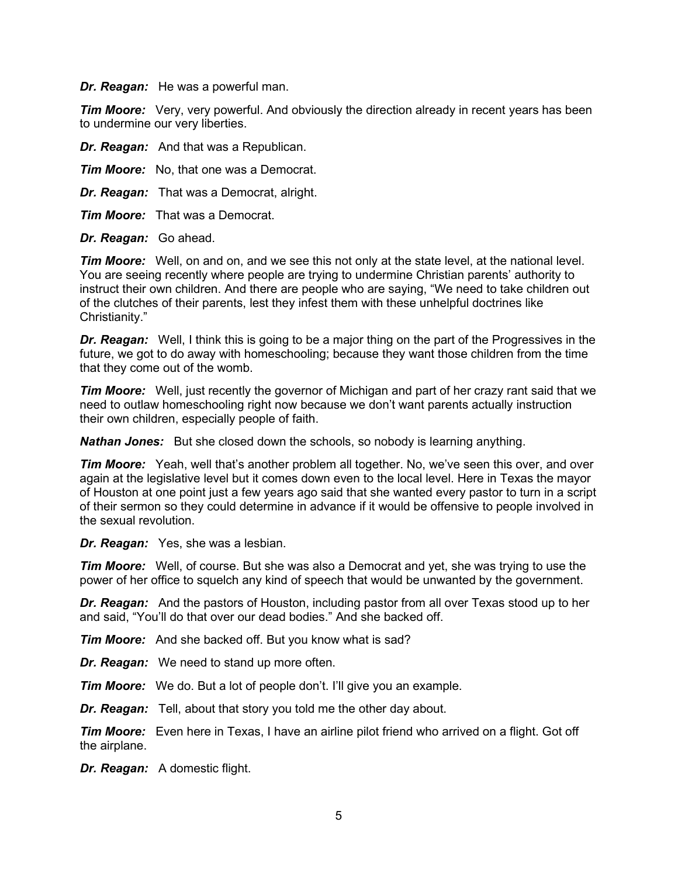***Dr. Reagan:*** He was a powerful man.

***Tim Moore:*** Very, very powerful. And obviously the direction already in recent years has been to undermine our very liberties.

***Dr. Reagan:*** And that was a Republican.

***Tim Moore:*** No, that one was a Democrat.

***Dr. Reagan:*** That was a Democrat, alright.

***Tim Moore:*** That was a Democrat.

***Dr. Reagan:*** Go ahead.

***Tim Moore:*** Well, on and on, and we see this not only at the state level, at the national level. You are seeing recently where people are trying to undermine Christian parents' authority to instruct their own children. And there are people who are saying, "We need to take children out of the clutches of their parents, lest they infest them with these unhelpful doctrines like Christianity."

***Dr. Reagan:*** Well, I think this is going to be a major thing on the part of the Progressives in the future, we got to do away with homeschooling; because they want those children from the time that they come out of the womb.

***Tim Moore:*** Well, just recently the governor of Michigan and part of her crazy rant said that we need to outlaw homeschooling right now because we don't want parents actually instruction their own children, especially people of faith.

***Nathan Jones:*** But she closed down the schools, so nobody is learning anything.

***Tim Moore:*** Yeah, well that's another problem all together. No, we've seen this over, and over again at the legislative level but it comes down even to the local level. Here in Texas the mayor of Houston at one point just a few years ago said that she wanted every pastor to turn in a script of their sermon so they could determine in advance if it would be offensive to people involved in the sexual revolution.

***Dr. Reagan:*** Yes, she was a lesbian.

***Tim Moore:*** Well, of course. But she was also a Democrat and yet, she was trying to use the power of her office to squelch any kind of speech that would be unwanted by the government.

***Dr. Reagan:*** And the pastors of Houston, including pastor from all over Texas stood up to her and said, "You'll do that over our dead bodies." And she backed off.

***Tim Moore:*** And she backed off. But you know what is sad?

***Dr. Reagan:*** We need to stand up more often.

***Tim Moore:*** We do. But a lot of people don't. I'll give you an example.

***Dr. Reagan:*** Tell, about that story you told me the other day about.

***Tim Moore:*** Even here in Texas, I have an airline pilot friend who arrived on a flight. Got off the airplane.

***Dr. Reagan:*** A domestic flight.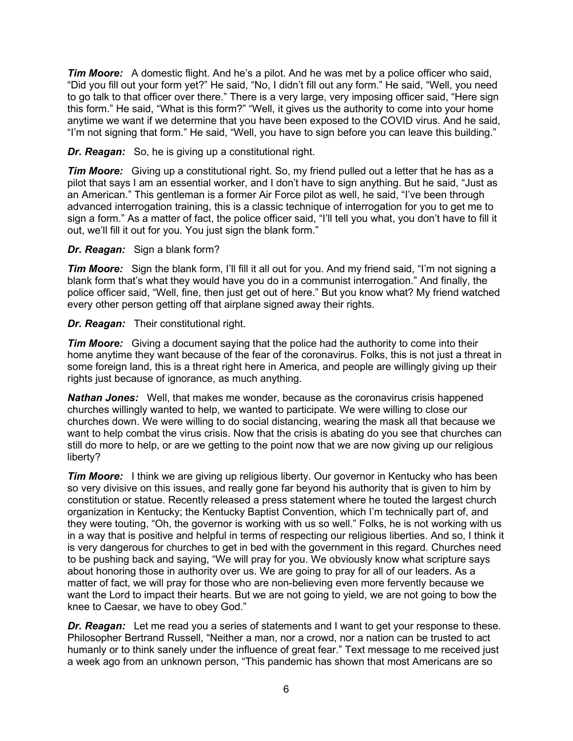***Tim Moore:*** A domestic flight. And he's a pilot. And he was met by a police officer who said, "Did you fill out your form yet?" He said, "No, I didn't fill out any form." He said, "Well, you need to go talk to that officer over there." There is a very large, very imposing officer said, "Here sign this form." He said, "What is this form?" "Well, it gives us the authority to come into your home anytime we want if we determine that you have been exposed to the COVID virus. And he said, "I'm not signing that form." He said, "Well, you have to sign before you can leave this building."

***Dr. Reagan:*** So, he is giving up a constitutional right.

***Tim Moore:*** Giving up a constitutional right. So, my friend pulled out a letter that he has as a pilot that says I am an essential worker, and I don't have to sign anything. But he said, "Just as an American." This gentleman is a former Air Force pilot as well, he said, "I've been through advanced interrogation training, this is a classic technique of interrogation for you to get me to sign a form." As a matter of fact, the police officer said, "I'll tell you what, you don't have to fill it out, we'll fill it out for you. You just sign the blank form."

***Dr. Reagan:*** Sign a blank form?

***Tim Moore:*** Sign the blank form, I'll fill it all out for you. And my friend said, "I'm not signing a blank form that's what they would have you do in a communist interrogation." And finally, the police officer said, "Well, fine, then just get out of here." But you know what? My friend watched every other person getting off that airplane signed away their rights.

***Dr. Reagan:*** Their constitutional right.

***Tim Moore:*** Giving a document saying that the police had the authority to come into their home anytime they want because of the fear of the coronavirus. Folks, this is not just a threat in some foreign land, this is a threat right here in America, and people are willingly giving up their rights just because of ignorance, as much anything.

***Nathan Jones:*** Well, that makes me wonder, because as the coronavirus crisis happened churches willingly wanted to help, we wanted to participate. We were willing to close our churches down. We were willing to do social distancing, wearing the mask all that because we want to help combat the virus crisis. Now that the crisis is abating do you see that churches can still do more to help, or are we getting to the point now that we are now giving up our religious liberty?

***Tim Moore:*** I think we are giving up religious liberty. Our governor in Kentucky who has been so very divisive on this issues, and really gone far beyond his authority that is given to him by constitution or statue. Recently released a press statement where he touted the largest church organization in Kentucky; the Kentucky Baptist Convention, which I'm technically part of, and they were touting, "Oh, the governor is working with us so well." Folks, he is not working with us in a way that is positive and helpful in terms of respecting our religious liberties. And so, I think it is very dangerous for churches to get in bed with the government in this regard. Churches need to be pushing back and saying, "We will pray for you. We obviously know what scripture says about honoring those in authority over us. We are going to pray for all of our leaders. As a matter of fact, we will pray for those who are non-believing even more fervently because we want the Lord to impact their hearts. But we are not going to yield, we are not going to bow the knee to Caesar, we have to obey God."

***Dr. Reagan:*** Let me read you a series of statements and I want to get your response to these. Philosopher Bertrand Russell, "Neither a man, nor a crowd, nor a nation can be trusted to act humanly or to think sanely under the influence of great fear." Text message to me received just a week ago from an unknown person, "This pandemic has shown that most Americans are so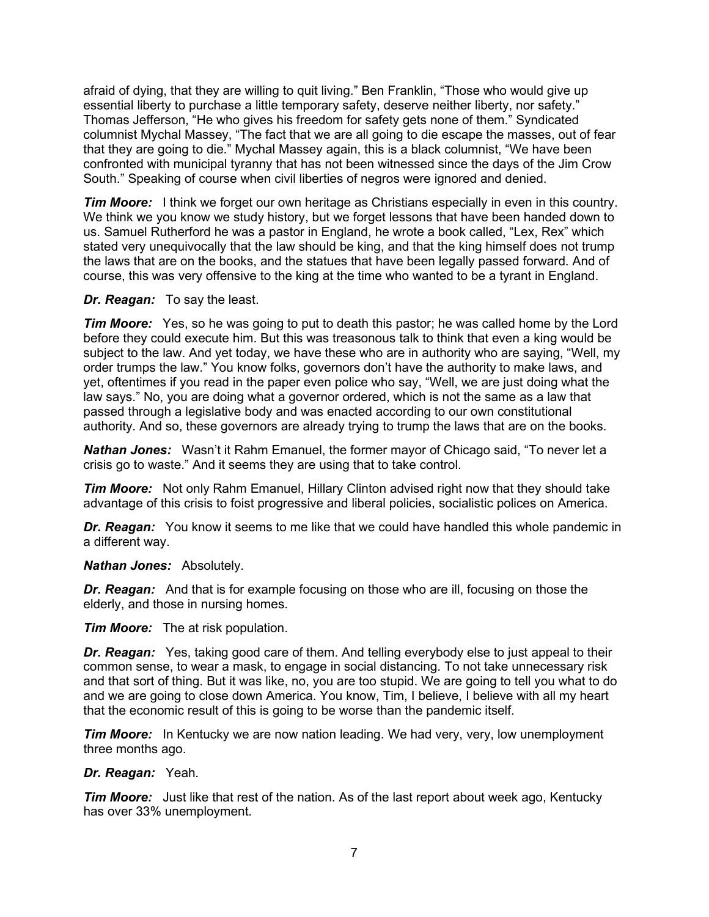afraid of dying, that they are willing to quit living." Ben Franklin, "Those who would give up essential liberty to purchase a little temporary safety, deserve neither liberty, nor safety." Thomas Jefferson, "He who gives his freedom for safety gets none of them." Syndicated columnist Mychal Massey, "The fact that we are all going to die escape the masses, out of fear that they are going to die." Mychal Massey again, this is a black columnist, "We have been confronted with municipal tyranny that has not been witnessed since the days of the Jim Crow South." Speaking of course when civil liberties of negros were ignored and denied.

***Tim Moore:*** I think we forget our own heritage as Christians especially in even in this country. We think we you know we study history, but we forget lessons that have been handed down to us. Samuel Rutherford he was a pastor in England, he wrote a book called, "Lex, Rex" which stated very unequivocally that the law should be king, and that the king himself does not trump the laws that are on the books, and the statues that have been legally passed forward. And of course, this was very offensive to the king at the time who wanted to be a tyrant in England.

***Dr. Reagan:*** To say the least.

***Tim Moore:*** Yes, so he was going to put to death this pastor; he was called home by the Lord before they could execute him. But this was treasonous talk to think that even a king would be subject to the law. And yet today, we have these who are in authority who are saying, "Well, my order trumps the law." You know folks, governors don't have the authority to make laws, and yet, oftentimes if you read in the paper even police who say, "Well, we are just doing what the law says." No, you are doing what a governor ordered, which is not the same as a law that passed through a legislative body and was enacted according to our own constitutional authority. And so, these governors are already trying to trump the laws that are on the books.

***Nathan Jones:*** Wasn't it Rahm Emanuel, the former mayor of Chicago said, "To never let a crisis go to waste." And it seems they are using that to take control.

***Tim Moore:*** Not only Rahm Emanuel, Hillary Clinton advised right now that they should take advantage of this crisis to foist progressive and liberal policies, socialistic polices on America.

***Dr. Reagan:*** You know it seems to me like that we could have handled this whole pandemic in a different way.

***Nathan Jones:*** Absolutely.

***Dr. Reagan:*** And that is for example focusing on those who are ill, focusing on those the elderly, and those in nursing homes.

***Tim Moore:*** The at risk population.

***Dr. Reagan:*** Yes, taking good care of them. And telling everybody else to just appeal to their common sense, to wear a mask, to engage in social distancing. To not take unnecessary risk and that sort of thing. But it was like, no, you are too stupid. We are going to tell you what to do and we are going to close down America. You know, Tim, I believe, I believe with all my heart that the economic result of this is going to be worse than the pandemic itself.

***Tim Moore:*** In Kentucky we are now nation leading. We had very, very, low unemployment three months ago.

***Dr. Reagan:*** Yeah.

***Tim Moore:*** Just like that rest of the nation. As of the last report about week ago, Kentucky has over 33% unemployment.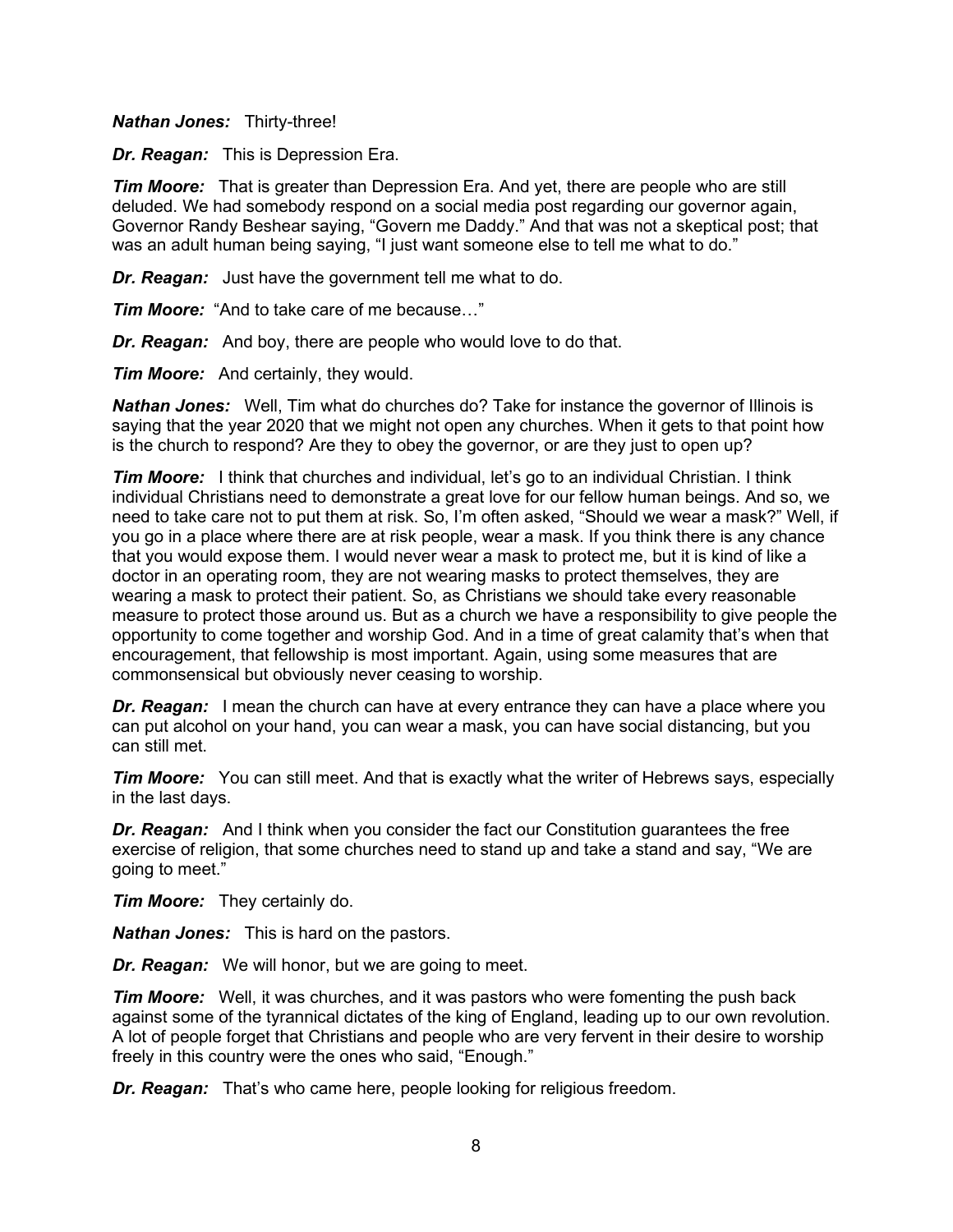***Nathan Jones:*** Thirty-three!

***Dr. Reagan:*** This is Depression Era.

***Tim Moore:*** That is greater than Depression Era. And yet, there are people who are still deluded. We had somebody respond on a social media post regarding our governor again, Governor Randy Beshear saying, "Govern me Daddy." And that was not a skeptical post; that was an adult human being saying, "I just want someone else to tell me what to do."

***Dr. Reagan:*** Just have the government tell me what to do.

***Tim Moore:*** "And to take care of me because…"

***Dr. Reagan:*** And boy, there are people who would love to do that.

***Tim Moore:*** And certainly, they would.

***Nathan Jones:*** Well, Tim what do churches do? Take for instance the governor of Illinois is saying that the year 2020 that we might not open any churches. When it gets to that point how is the church to respond? Are they to obey the governor, or are they just to open up?

***Tim Moore:*** I think that churches and individual, let's go to an individual Christian. I think individual Christians need to demonstrate a great love for our fellow human beings. And so, we need to take care not to put them at risk. So, I'm often asked, "Should we wear a mask?" Well, if you go in a place where there are at risk people, wear a mask. If you think there is any chance that you would expose them. I would never wear a mask to protect me, but it is kind of like a doctor in an operating room, they are not wearing masks to protect themselves, they are wearing a mask to protect their patient. So, as Christians we should take every reasonable measure to protect those around us. But as a church we have a responsibility to give people the opportunity to come together and worship God. And in a time of great calamity that's when that encouragement, that fellowship is most important. Again, using some measures that are commonsensical but obviously never ceasing to worship.

***Dr. Reagan:*** I mean the church can have at every entrance they can have a place where you can put alcohol on your hand, you can wear a mask, you can have social distancing, but you can still met.

***Tim Moore:*** You can still meet. And that is exactly what the writer of Hebrews says, especially in the last days.

***Dr. Reagan:*** And I think when you consider the fact our Constitution guarantees the free exercise of religion, that some churches need to stand up and take a stand and say, "We are going to meet."

***Tim Moore:*** They certainly do.

***Nathan Jones:*** This is hard on the pastors.

***Dr. Reagan:*** We will honor, but we are going to meet.

***Tim Moore:*** Well, it was churches, and it was pastors who were fomenting the push back against some of the tyrannical dictates of the king of England, leading up to our own revolution. A lot of people forget that Christians and people who are very fervent in their desire to worship freely in this country were the ones who said, "Enough."

***Dr. Reagan:*** That's who came here, people looking for religious freedom.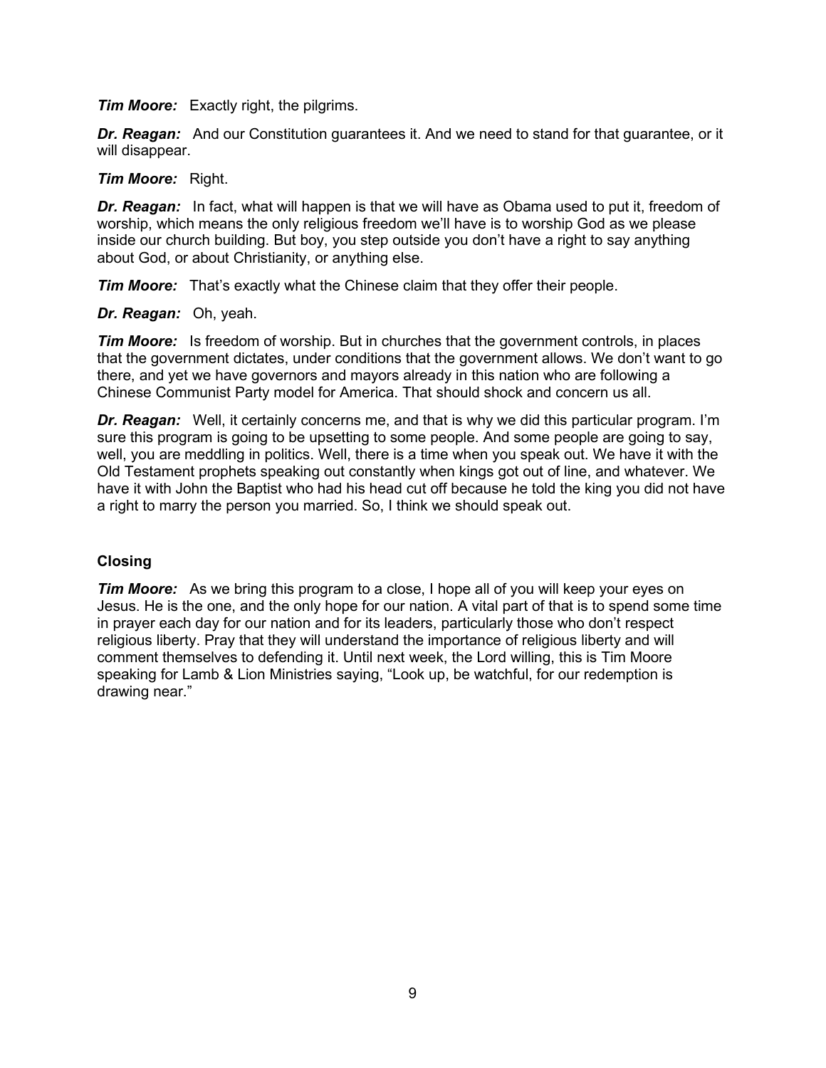***Tim Moore:*** Exactly right, the pilgrims.

***Dr. Reagan:*** And our Constitution guarantees it. And we need to stand for that guarantee, or it will disappear.

***Tim Moore:*** Right.

***Dr. Reagan:*** In fact, what will happen is that we will have as Obama used to put it, freedom of worship, which means the only religious freedom we'll have is to worship God as we please inside our church building. But boy, you step outside you don't have a right to say anything about God, or about Christianity, or anything else.

***Tim Moore:*** That's exactly what the Chinese claim that they offer their people.

***Dr. Reagan:*** Oh, yeah.

***Tim Moore:*** Is freedom of worship. But in churches that the government controls, in places that the government dictates, under conditions that the government allows. We don't want to go there, and yet we have governors and mayors already in this nation who are following a Chinese Communist Party model for America. That should shock and concern us all.

***Dr. Reagan:*** Well, it certainly concerns me, and that is why we did this particular program. I'm sure this program is going to be upsetting to some people. And some people are going to say, well, you are meddling in politics. Well, there is a time when you speak out. We have it with the Old Testament prophets speaking out constantly when kings got out of line, and whatever. We have it with John the Baptist who had his head cut off because he told the king you did not have a right to marry the person you married. So, I think we should speak out.

**Closing**

***Tim Moore:*** As we bring this program to a close, I hope all of you will keep your eyes on Jesus. He is the one, and the only hope for our nation. A vital part of that is to spend some time in prayer each day for our nation and for its leaders, particularly those who don't respect religious liberty. Pray that they will understand the importance of religious liberty and will comment themselves to defending it. Until next week, the Lord willing, this is Tim Moore speaking for Lamb & Lion Ministries saying, "Look up, be watchful, for our redemption is drawing near."